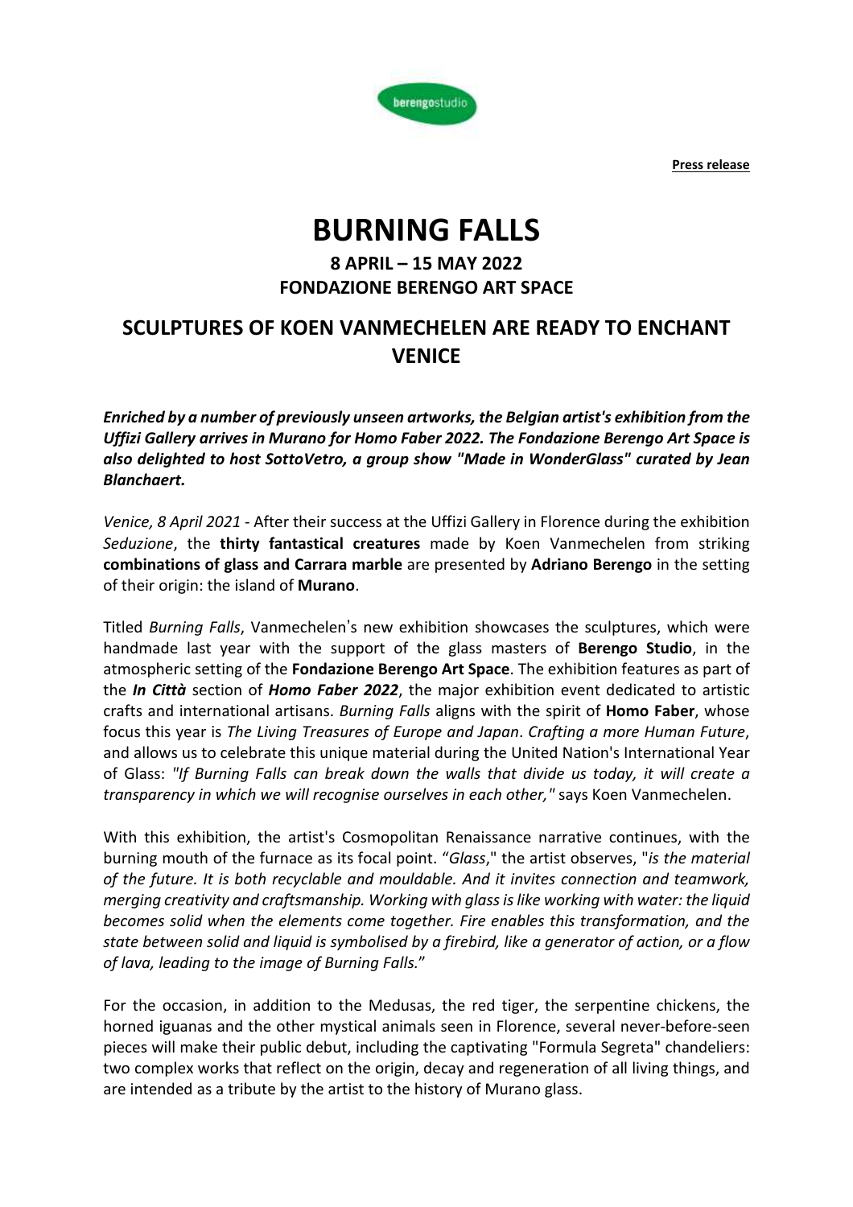berengostudio

**Press release**

# BURNING FALLS

## 8 APRIL – 15 MAY 2022
## FONDAZIONE BERENGO ART SPACE

## SCULPTURES OF KOEN VANMECHELEN ARE READY TO ENCHANT VENICE

***Enriched by a number of previously unseen artworks, the Belgian artist's exhibition from the Uffizi Gallery arrives in Murano for Homo Faber 2022. The Fondazione Berengo Art Space is also delighted to host SottoVetro, a group show "Made in WonderGlass" curated by Jean Blanchaert.***

*Venice, 8 April 2021* - After their success at the Uffizi Gallery in Florence during the exhibition *Seduzione*, the **thirty fantastical creatures** made by Koen Vanmechelen from striking **combinations of glass and Carrara marble** are presented by **Adriano Berengo** in the setting of their origin: the island of **Murano**.

Titled *Burning Falls*, Vanmechelen's new exhibition showcases the sculptures, which were handmade last year with the support of the glass masters of **Berengo Studio**, in the atmospheric setting of the **Fondazione Berengo Art Space**. The exhibition features as part of the ***In Città*** section of ***Homo Faber 2022***, the major exhibition event dedicated to artistic crafts and international artisans. *Burning Falls* aligns with the spirit of **Homo Faber**, whose focus this year is *The Living Treasures of Europe and Japan*. *Crafting a more Human Future*, and allows us to celebrate this unique material during the United Nation's International Year of Glass: *"If Burning Falls can break down the walls that divide us today, it will create a transparency in which we will recognise ourselves in each other,"* says Koen Vanmechelen.

With this exhibition, the artist's Cosmopolitan Renaissance narrative continues, with the burning mouth of the furnace as its focal point. "*Glass*," the artist observes, "*is the material of the future. It is both recyclable and mouldable. And it invites connection and teamwork, merging creativity and craftsmanship. Working with glass is like working with water: the liquid becomes solid when the elements come together. Fire enables this transformation, and the state between solid and liquid is symbolised by a firebird, like a generator of action, or a flow of lava, leading to the image of Burning Falls.*"

For the occasion, in addition to the Medusas, the red tiger, the serpentine chickens, the horned iguanas and the other mystical animals seen in Florence, several never-before-seen pieces will make their public debut, including the captivating "Formula Segreta" chandeliers: two complex works that reflect on the origin, decay and regeneration of all living things, and are intended as a tribute by the artist to the history of Murano glass.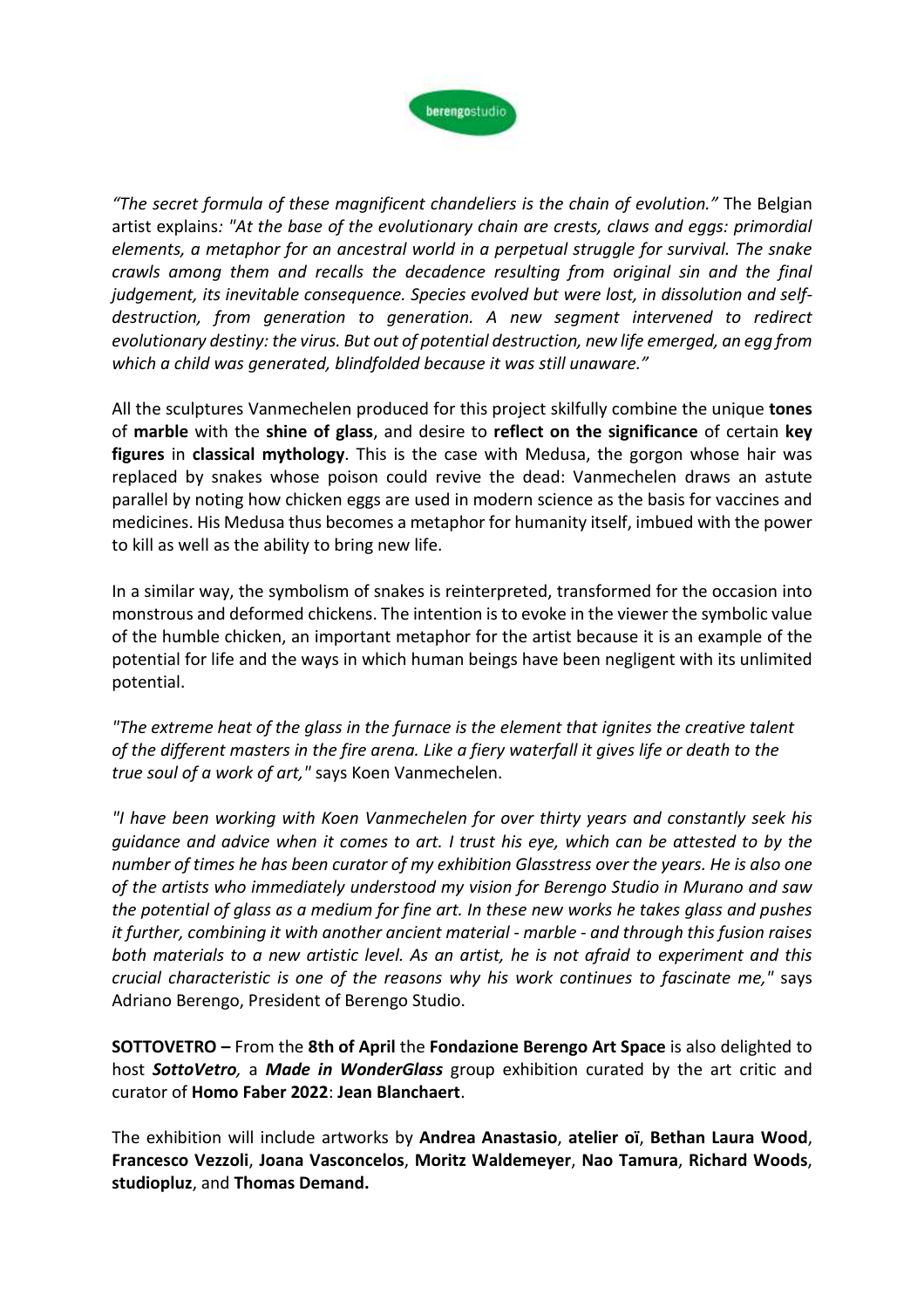*"The secret formula of these magnificent chandeliers is the chain of evolution."* The Belgian artist explains: *"At the base of the evolutionary chain are crests, claws and eggs: primordial elements, a metaphor for an ancestral world in a perpetual struggle for survival. The snake crawls among them and recalls the decadence resulting from original sin and the final judgement, its inevitable consequence. Species evolved but were lost, in dissolution and self-destruction, from generation to generation. A new segment intervened to redirect evolutionary destiny: the virus. But out of potential destruction, new life emerged, an egg from which a child was generated, blindfolded because it was still unaware."*

All the sculptures Vanmechelen produced for this project skilfully combine the unique **tones** of **marble** with the **shine of glass**, and desire to **reflect on the significance** of certain **key figures** in **classical mythology**. This is the case with Medusa, the gorgon whose hair was replaced by snakes whose poison could revive the dead: Vanmechelen draws an astute parallel by noting how chicken eggs are used in modern science as the basis for vaccines and medicines. His Medusa thus becomes a metaphor for humanity itself, imbued with the power to kill as well as the ability to bring new life.

In a similar way, the symbolism of snakes is reinterpreted, transformed for the occasion into monstrous and deformed chickens. The intention is to evoke in the viewer the symbolic value of the humble chicken, an important metaphor for the artist because it is an example of the potential for life and the ways in which human beings have been negligent with its unlimited potential.

*"The extreme heat of the glass in the furnace is the element that ignites the creative talent of the different masters in the fire arena. Like a fiery waterfall it gives life or death to the true soul of a work of art,"* says Koen Vanmechelen.

*"I have been working with Koen Vanmechelen for over thirty years and constantly seek his guidance and advice when it comes to art. I trust his eye, which can be attested to by the number of times he has been curator of my exhibition Glasstress over the years. He is also one of the artists who immediately understood my vision for Berengo Studio in Murano and saw the potential of glass as a medium for fine art. In these new works he takes glass and pushes it further, combining it with another ancient material - marble - and through this fusion raises both materials to a new artistic level. As an artist, he is not afraid to experiment and this crucial characteristic is one of the reasons why his work continues to fascinate me,"* says Adriano Berengo, President of Berengo Studio.

**SOTTOVETRO –** From the **8th of April** the **Fondazione Berengo Art Space** is also delighted to host ***SottoVetro***, a ***Made in WonderGlass*** group exhibition curated by the art critic and curator of **Homo Faber 2022**: **Jean Blanchaert**.

The exhibition will include artworks by **Andrea Anastasio**, **atelier oï**, **Bethan Laura Wood**, **Francesco Vezzoli**, **Joana Vasconcelos**, **Moritz Waldemeyer**, **Nao Tamura**, **Richard Woods**, **studiopluz**, and **Thomas Demand.**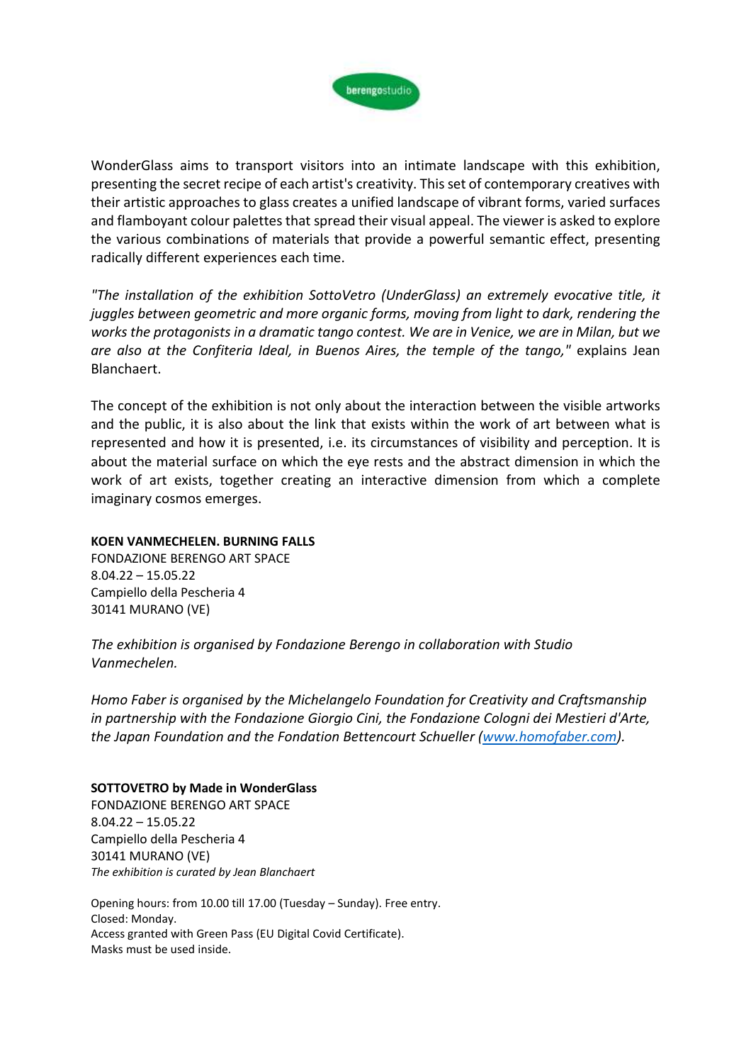WonderGlass aims to transport visitors into an intimate landscape with this exhibition, presenting the secret recipe of each artist's creativity. This set of contemporary creatives with their artistic approaches to glass creates a unified landscape of vibrant forms, varied surfaces and flamboyant colour palettes that spread their visual appeal. The viewer is asked to explore the various combinations of materials that provide a powerful semantic effect, presenting radically different experiences each time.

*"The installation of the exhibition SottoVetro (UnderGlass) an extremely evocative title, it juggles between geometric and more organic forms, moving from light to dark, rendering the works the protagonists in a dramatic tango contest. We are in Venice, we are in Milan, but we are also at the Confiteria Ideal, in Buenos Aires, the temple of the tango,"* explains Jean Blanchaert.

The concept of the exhibition is not only about the interaction between the visible artworks and the public, it is also about the link that exists within the work of art between what is represented and how it is presented, i.e. its circumstances of visibility and perception. It is about the material surface on which the eye rests and the abstract dimension in which the work of art exists, together creating an interactive dimension from which a complete imaginary cosmos emerges.

**KOEN VANMECHELEN. BURNING FALLS**
FONDAZIONE BERENGO ART SPACE
8.04.22 – 15.05.22
Campiello della Pescheria 4
30141 MURANO (VE)

*The exhibition is organised by Fondazione Berengo in collaboration with Studio Vanmechelen.*

*Homo Faber is organised by the Michelangelo Foundation for Creativity and Craftsmanship in partnership with the Fondazione Giorgio Cini, the Fondazione Cologni dei Mestieri d'Arte, the Japan Foundation and the Fondation Bettencourt Schueller ([www.homofaber.com](http://www.homofaber.com)).*

**SOTTOVETRO by Made in WonderGlass**
FONDAZIONE BERENGO ART SPACE
8.04.22 – 15.05.22
Campiello della Pescheria 4
30141 MURANO (VE)
*The exhibition is curated by Jean Blanchaert*

Opening hours: from 10.00 till 17.00 (Tuesday – Sunday). Free entry.
Closed: Monday.
Access granted with Green Pass (EU Digital Covid Certificate).
Masks must be used inside.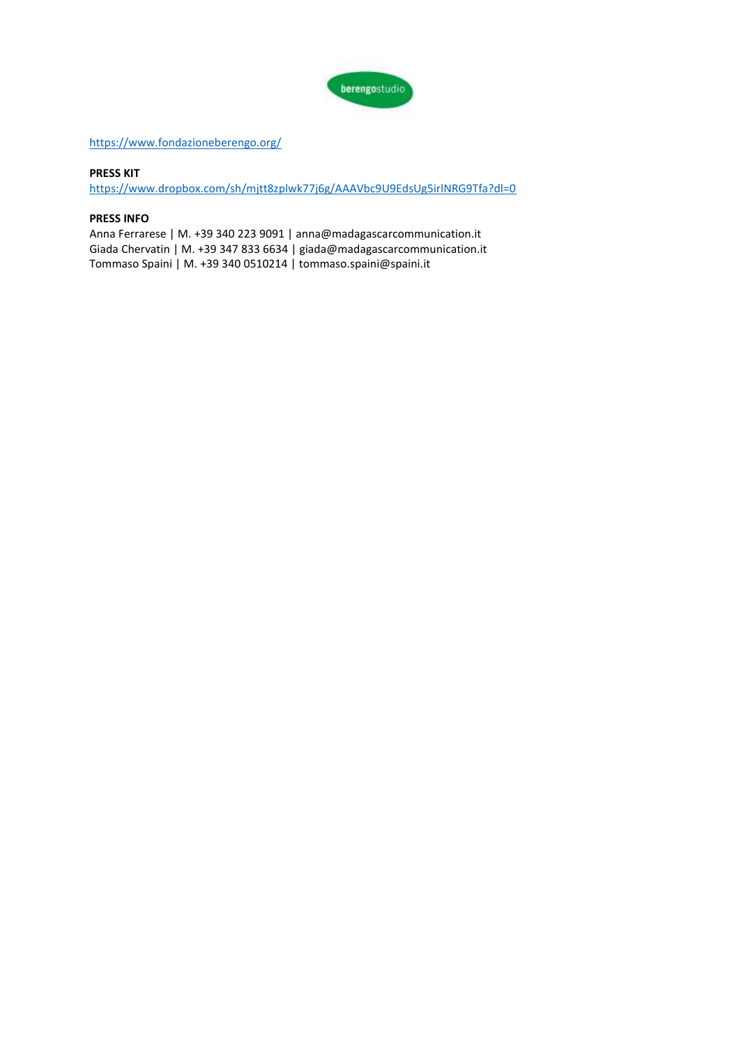berengostudio

https://www.fondazioneberengo.org/

**PRESS KIT**
https://www.dropbox.com/sh/mjtt8zplwk77j6g/AAAVbc9U9EdsUg5irlNRG9Tfa?dl=0

**PRESS INFO**
Anna Ferrarese | M. +39 340 223 9091 | anna@madagascarcommunication.it
Giada Chervatin | M. +39 347 833 6634 | giada@madagascarcommunication.it
Tommaso Spaini | M. +39 340 0510214 | tommaso.spaini@spaini.it